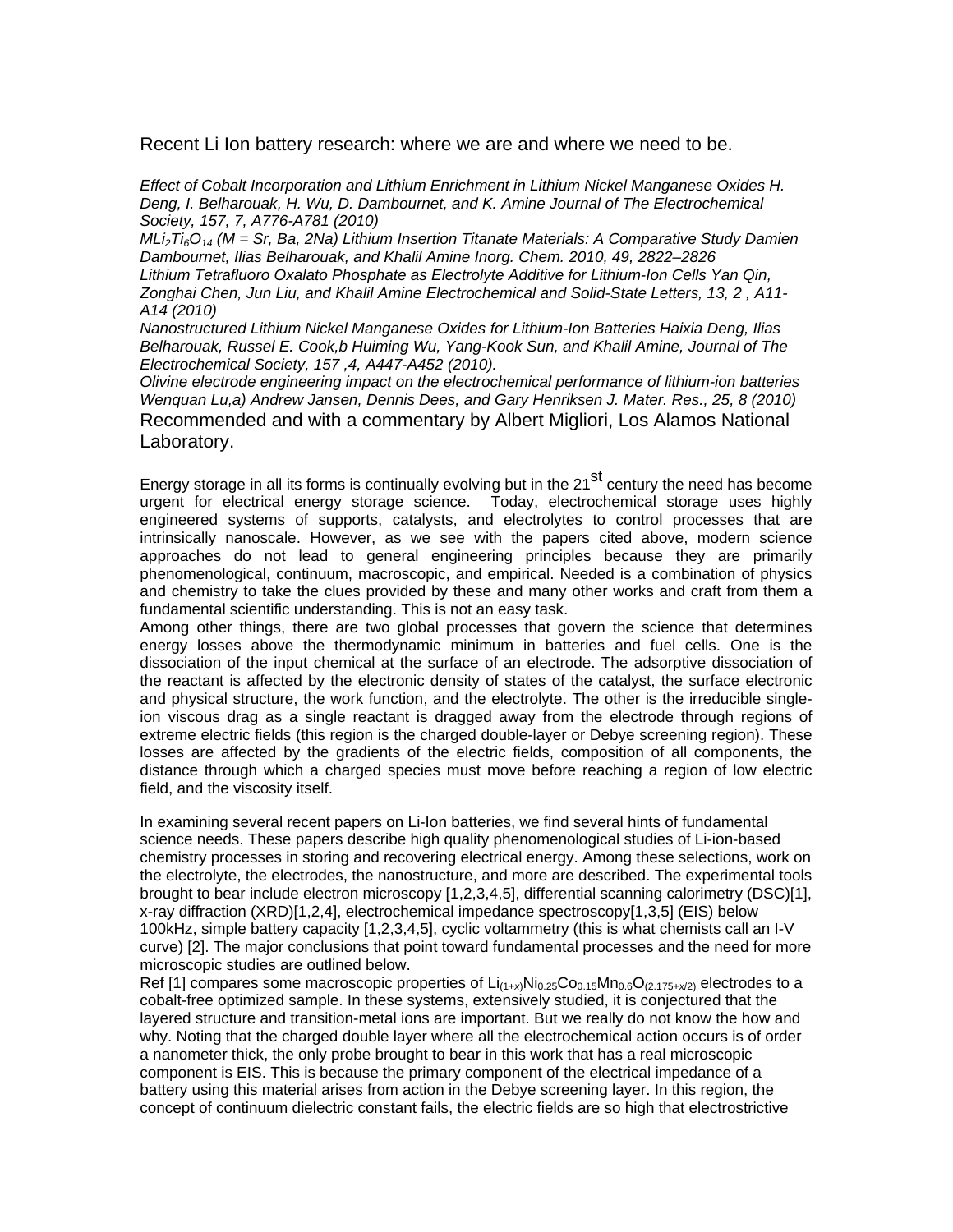# Recent Li Ion battery research: where we are and where we need to be.

*Effect of Cobalt Incorporation and Lithium Enrichment in Lithium Nickel Manganese Oxides H. Deng, I. Belharouak, H. Wu, D. Dambournet, and K. Amine Journal of The Electrochemical Society, 157, 7, A776-A781 (2010)*

*$MLi_2Ti_6O_{14}$ (M = Sr, Ba, 2Na) Lithium Insertion Titanate Materials: A Comparative Study Damien Dambournet, Ilias Belharouak, and Khalil Amine Inorg. Chem. 2010, 49, 2822–2826*

*Lithium Tetrafluoro Oxalato Phosphate as Electrolyte Additive for Lithium-Ion Cells Yan Qin, Zonghai Chen, Jun Liu, and Khalil Amine Electrochemical and Solid-State Letters, 13, 2 , A11-A14 (2010)*

*Nanostructured Lithium Nickel Manganese Oxides for Lithium-Ion Batteries Haixia Deng, Ilias Belharouak, Russel E. Cook,b Huiming Wu, Yang-Kook Sun, and Khalil Amine, Journal of The Electrochemical Society, 157 ,4, A447-A452 (2010).*

*Olivine electrode engineering impact on the electrochemical performance of lithium-ion batteries Wenquan Lu,a) Andrew Jansen, Dennis Dees, and Gary Henriksen J. Mater. Res., 25, 8 (2010)*

Recommended and with a commentary by Albert Migliori, Los Alamos National Laboratory.

Energy storage in all its forms is continually evolving but in the 21$^{st}$ century the need has become urgent for electrical energy storage science. Today, electrochemical storage uses highly engineered systems of supports, catalysts, and electrolytes to control processes that are intrinsically nanoscale. However, as we see with the papers cited above, modern science approaches do not lead to general engineering principles because they are primarily phenomenological, continuum, macroscopic, and empirical. Needed is a combination of physics and chemistry to take the clues provided by these and many other works and craft from them a fundamental scientific understanding. This is not an easy task.

Among other things, there are two global processes that govern the science that determines energy losses above the thermodynamic minimum in batteries and fuel cells. One is the dissociation of the input chemical at the surface of an electrode. The adsorptive dissociation of the reactant is affected by the electronic density of states of the catalyst, the surface electronic and physical structure, the work function, and the electrolyte. The other is the irreducible single-ion viscous drag as a single reactant is dragged away from the electrode through regions of extreme electric fields (this region is the charged double-layer or Debye screening region). These losses are affected by the gradients of the electric fields, composition of all components, the distance through which a charged species must move before reaching a region of low electric field, and the viscosity itself.

In examining several recent papers on Li-Ion batteries, we find several hints of fundamental science needs. These papers describe high quality phenomenological studies of Li-ion-based chemistry processes in storing and recovering electrical energy. Among these selections, work on the electrolyte, the electrodes, the nanostructure, and more are described. The experimental tools brought to bear include electron microscopy [1,2,3,4,5], differential scanning calorimetry (DSC)[1], x-ray diffraction (XRD)[1,2,4], electrochemical impedance spectroscopy[1,3,5] (EIS) below 100kHz, simple battery capacity [1,2,3,4,5], cyclic voltammetry (this is what chemists call an I-V curve) [2]. The major conclusions that point toward fundamental processes and the need for more microscopic studies are outlined below.

Ref [1] compares some macroscopic properties of $Li_{(1+x)}Ni_{0.25}Co_{0.15}Mn_{0.6}O_{(2.175+x/2)}$ electrodes to a cobalt-free optimized sample. In these systems, extensively studied, it is conjectured that the layered structure and transition-metal ions are important. But we really do not know the how and why. Noting that the charged double layer where all the electrochemical action occurs is of order a nanometer thick, the only probe brought to bear in this work that has a real microscopic component is EIS. This is because the primary component of the electrical impedance of a battery using this material arises from action in the Debye screening layer. In this region, the concept of continuum dielectric constant fails, the electric fields are so high that electrostrictive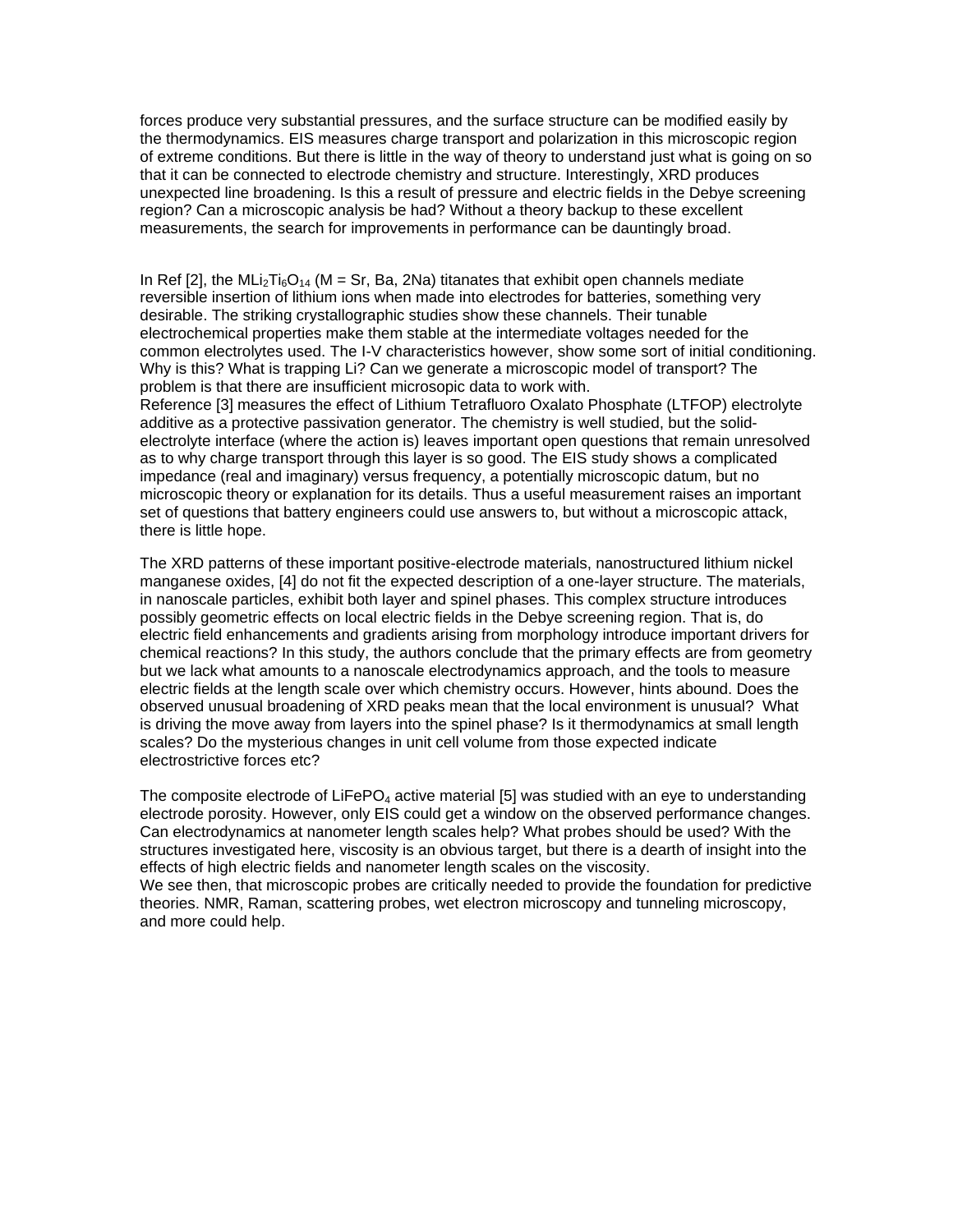forces produce very substantial pressures, and the surface structure can be modified easily by the thermodynamics. EIS measures charge transport and polarization in this microscopic region of extreme conditions. But there is little in the way of theory to understand just what is going on so that it can be connected to electrode chemistry and structure. Interestingly, XRD produces unexpected line broadening. Is this a result of pressure and electric fields in the Debye screening region? Can a microscopic analysis be had? Without a theory backup to these excellent measurements, the search for improvements in performance can be dauntingly broad.

In Ref [2], the $MLi_2Ti_6O_{14}$ (M = Sr, Ba, 2Na) titanates that exhibit open channels mediate reversible insertion of lithium ions when made into electrodes for batteries, something very desirable. The striking crystallographic studies show these channels. Their tunable electrochemical properties make them stable at the intermediate voltages needed for the common electrolytes used. The I-V characteristics however, show some sort of initial conditioning. Why is this? What is trapping Li? Can we generate a microscopic model of transport? The problem is that there are insufficient microsopic data to work with.
Reference [3] measures the effect of Lithium Tetrafluoro Oxalato Phosphate (LTFOP) electrolyte additive as a protective passivation generator. The chemistry is well studied, but the solid-electrolyte interface (where the action is) leaves important open questions that remain unresolved as to why charge transport through this layer is so good. The EIS study shows a complicated impedance (real and imaginary) versus frequency, a potentially microscopic datum, but no microscopic theory or explanation for its details. Thus a useful measurement raises an important set of questions that battery engineers could use answers to, but without a microscopic attack, there is little hope.

The XRD patterns of these important positive-electrode materials, nanostructured lithium nickel manganese oxides, [4] do not fit the expected description of a one-layer structure. The materials, in nanoscale particles, exhibit both layer and spinel phases. This complex structure introduces possibly geometric effects on local electric fields in the Debye screening region. That is, do electric field enhancements and gradients arising from morphology introduce important drivers for chemical reactions? In this study, the authors conclude that the primary effects are from geometry but we lack what amounts to a nanoscale electrodynamics approach, and the tools to measure electric fields at the length scale over which chemistry occurs. However, hints abound. Does the observed unusual broadening of XRD peaks mean that the local environment is unusual? What is driving the move away from layers into the spinel phase? Is it thermodynamics at small length scales? Do the mysterious changes in unit cell volume from those expected indicate electrostrictive forces etc?

The composite electrode of $LiFePO_4$ active material [5] was studied with an eye to understanding electrode porosity. However, only EIS could get a window on the observed performance changes. Can electrodynamics at nanometer length scales help? What probes should be used? With the structures investigated here, viscosity is an obvious target, but there is a dearth of insight into the effects of high electric fields and nanometer length scales on the viscosity.
We see then, that microscopic probes are critically needed to provide the foundation for predictive theories. NMR, Raman, scattering probes, wet electron microscopy and tunneling microscopy, and more could help.